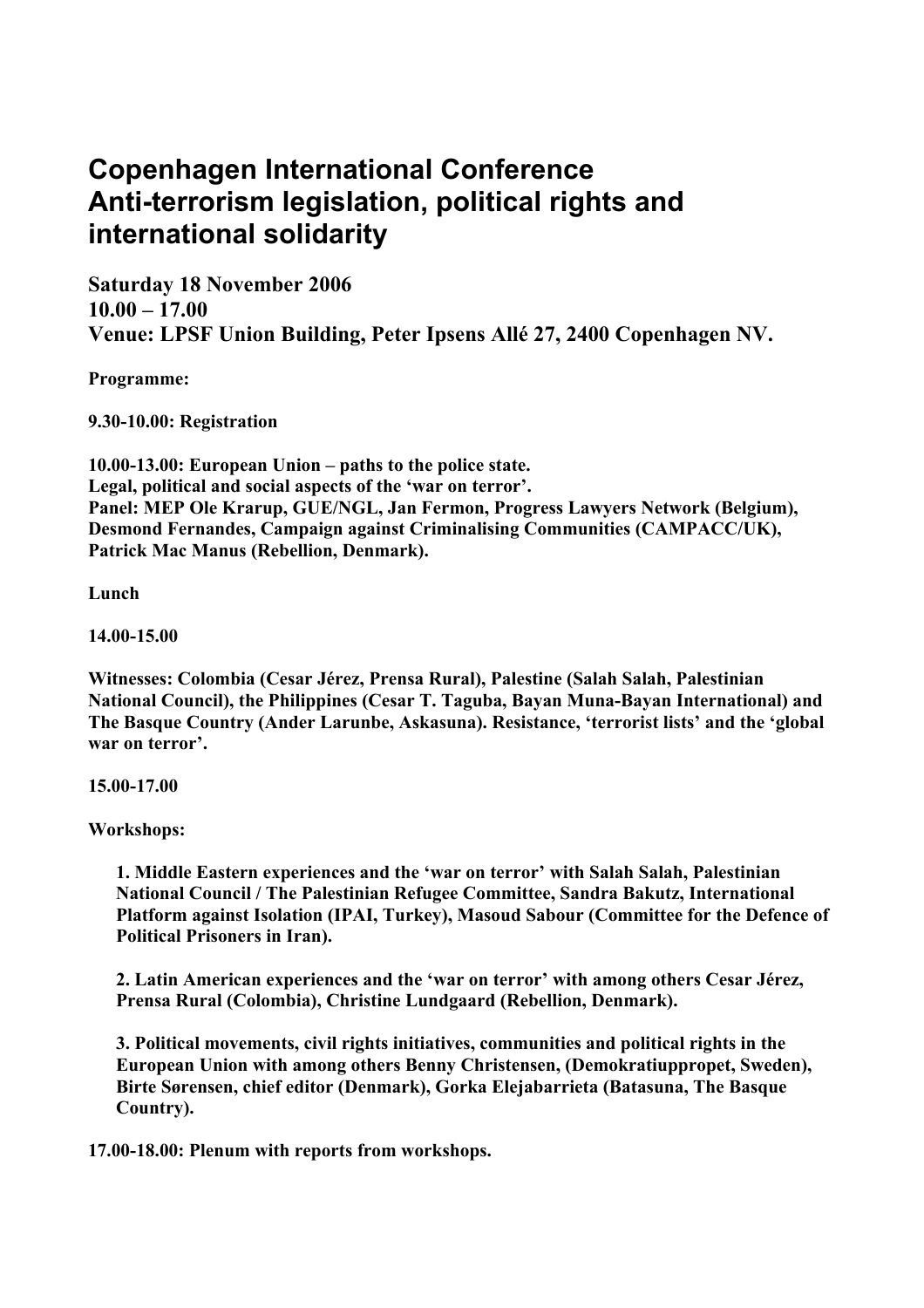# Copenhagen International Conference
# Anti-terrorism legislation, political rights and international solidarity

**Saturday 18 November 2006**
**10.00 – 17.00**
**Venue: LPSF Union Building, Peter Ipsens Allé 27, 2400 Copenhagen NV.**

**Programme:**

**9.30-10.00: Registration**

**10.00-13.00: European Union – paths to the police state.**
**Legal, political and social aspects of the 'war on terror'.**
**Panel: MEP Ole Krarup, GUE/NGL, Jan Fermon, Progress Lawyers Network (Belgium), Desmond Fernandes, Campaign against Criminalising Communities (CAMPACC/UK), Patrick Mac Manus (Rebellion, Denmark).**

**Lunch**

**14.00-15.00**

**Witnesses: Colombia (Cesar Jérez, Prensa Rural), Palestine (Salah Salah, Palestinian National Council), the Philippines (Cesar T. Taguba, Bayan Muna-Bayan International) and The Basque Country (Ander Larunbe, Askasuna). Resistance, 'terrorist lists' and the 'global war on terror'.**

**15.00-17.00**

**Workshops:**

1. **Middle Eastern experiences and the 'war on terror' with Salah Salah, Palestinian National Council / The Palestinian Refugee Committee, Sandra Bakutz, International Platform against Isolation (IPAI, Turkey), Masoud Sabour (Committee for the Defence of Political Prisoners in Iran).**

2. **Latin American experiences and the 'war on terror' with among others Cesar Jérez, Prensa Rural (Colombia), Christine Lundgaard (Rebellion, Denmark).**

3. **Political movements, civil rights initiatives, communities and political rights in the European Union with among others Benny Christensen, (Demokratiuppropet, Sweden), Birte Sørensen, chief editor (Denmark), Gorka Elejabarrieta (Batasuna, The Basque Country).**

**17.00-18.00: Plenum with reports from workshops.**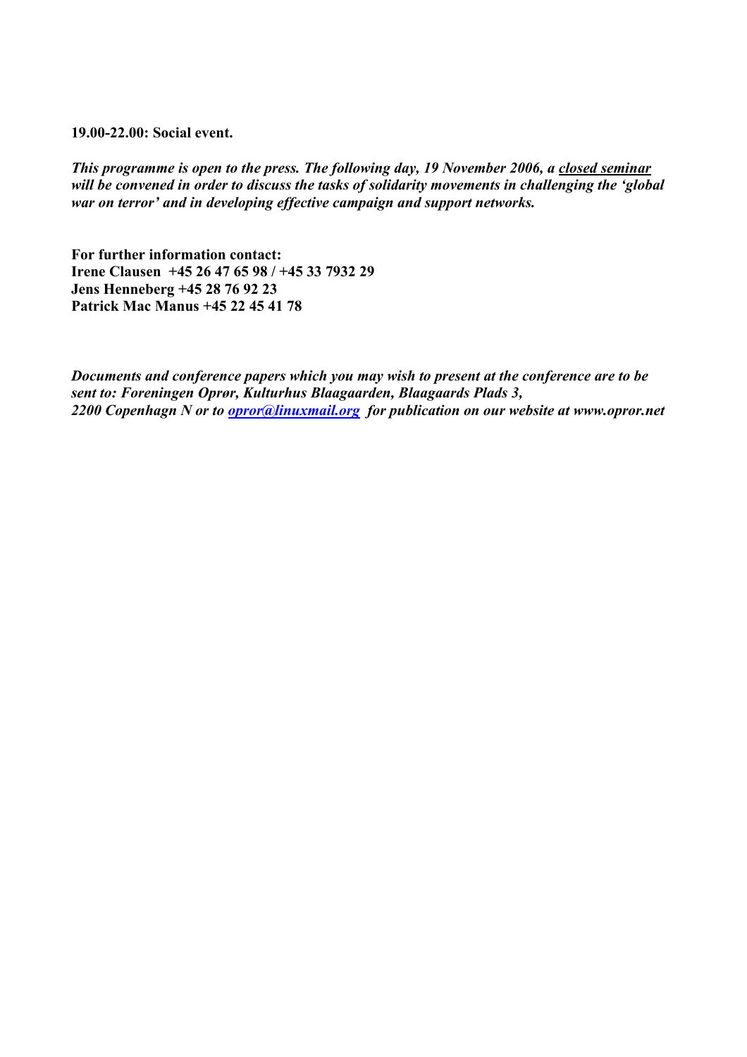**19.00-22.00: Social event.**

***This programme is open to the press. The following day, 19 November 2006, a closed seminar will be convened in order to discuss the tasks of solidarity movements in challenging the 'global war on terror' and in developing effective campaign and support networks.***

**For further information contact:**
**Irene Clausen +45 26 47 65 98 / +45 33 7932 29**
**Jens Henneberg +45 28 76 92 23**
**Patrick Mac Manus +45 22 45 41 78**

***Documents and conference papers which you may wish to present at the conference are to be sent to: Foreningen Oprør, Kulturhus Blaagaarden, Blaagaards Plads 3, 2200 Copenhagn N or to opror@linuxmail.org for publication on our website at www.opror.net***